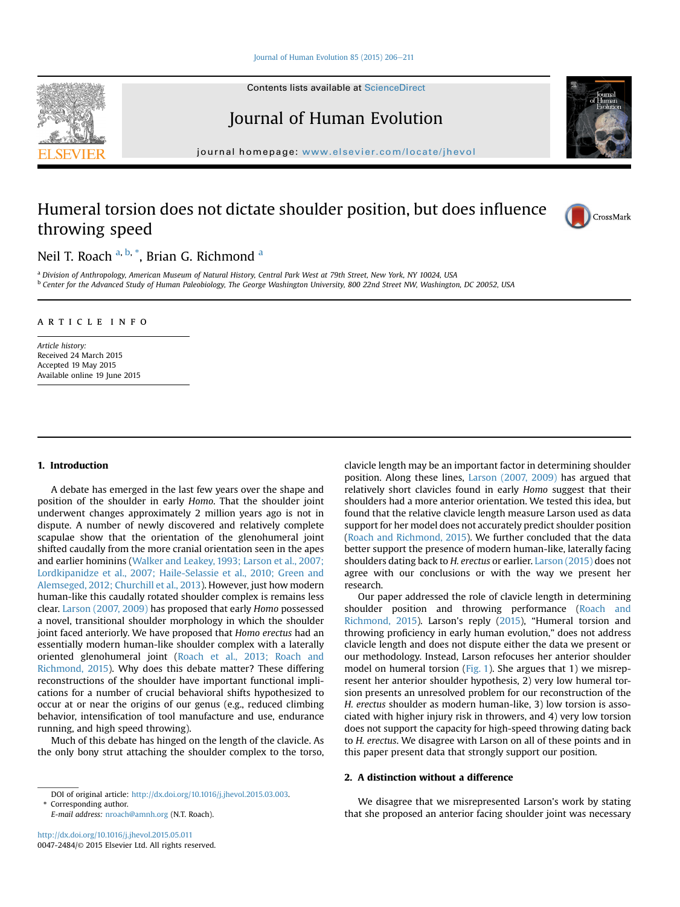Contents lists available at ScienceDirect

# Journal of Human Evolution

journal homepage: www.elsevier.com/locate/jhevol

# Humeral torsion does not dictate shoulder position, but does influence throwing speed

Neil T. Roach [a,b,*], Brian G. Richmond [a]

[a] *Division of Anthropology, American Museum of Natural History, Central Park West at 79th Street, New York, NY 10024, USA*

[b] *Center for the Advanced Study of Human Paleobiology, The George Washington University, 800 22nd Street NW, Washington, DC 20052, USA*

ARTICLE INFO

*Article history:*
Received 24 March 2015
Accepted 19 May 2015
Available online 19 June 2015

## 1. Introduction

A debate has emerged in the last few years over the shape and position of the shoulder in early *Homo*. That the shoulder joint underwent changes approximately 2 million years ago is not in dispute. A number of newly discovered and relatively complete scapulae show that the orientation of the glenohumeral joint shifted caudally from the more cranial orientation seen in the apes and earlier hominins (Walker and Leakey, 1993; Larson et al., 2007; Lordkipanidze et al., 2007; Haile-Selassie et al., 2010; Green and Alemseged, 2012; Churchill et al., 2013). However, just how modern human-like this caudally rotated shoulder complex is remains less clear. Larson (2007, 2009) has proposed that early *Homo* possessed a novel, transitional shoulder morphology in which the shoulder joint faced anteriorly. We have proposed that *Homo erectus* had an essentially modern human-like shoulder complex with a laterally oriented glenohumeral joint (Roach et al., 2013; Roach and Richmond, 2015). Why does this debate matter? These differing reconstructions of the shoulder have important functional implications for a number of crucial behavioral shifts hypothesized to occur at or near the origins of our genus (e.g., reduced climbing behavior, intensification of tool manufacture and use, endurance running, and high speed throwing).

Much of this debate has hinged on the length of the clavicle. As the only bony strut attaching the shoulder complex to the torso, clavicle length may be an important factor in determining shoulder position. Along these lines, Larson (2007, 2009) has argued that relatively short clavicles found in early *Homo* suggest that their shoulders had a more anterior orientation. We tested this idea, but found that the relative clavicle length measure Larson used as data support for her model does not accurately predict shoulder position (Roach and Richmond, 2015). We further concluded that the data better support the presence of modern human-like, laterally facing shoulders dating back to *H. erectus* or earlier. Larson (2015) does not agree with our conclusions or with the way we present her research.

Our paper addressed the role of clavicle length in determining shoulder position and throwing performance (Roach and Richmond, 2015). Larson's reply (2015), "Humeral torsion and throwing proficiency in early human evolution," does not address clavicle length and does not dispute either the data we present or our methodology. Instead, Larson refocuses her anterior shoulder model on humeral torsion (Fig. 1). She argues that 1) we misrepresent her anterior shoulder hypothesis, 2) very low humeral torsion presents an unresolved problem for our reconstruction of the *H. erectus* shoulder as modern human-like, 3) low torsion is associated with higher injury risk in throwers, and 4) very low torsion does not support the capacity for high-speed throwing dating back to *H. erectus*. We disagree with Larson on all of these points and in this paper present data that strongly support our position.

## 2. A distinction without a difference

We disagree that we misrepresented Larson's work by stating that she proposed an anterior facing shoulder joint was necessary

DOI of original article: http://dx.doi.org/10.1016/j.jhevol.2015.03.003.

\* Corresponding author.
*E-mail address:* nroach@amnh.org (N.T. Roach).

http://dx.doi.org/10.1016/j.jhevol.2015.05.011
0047-2484/© 2015 Elsevier Ltd. All rights reserved.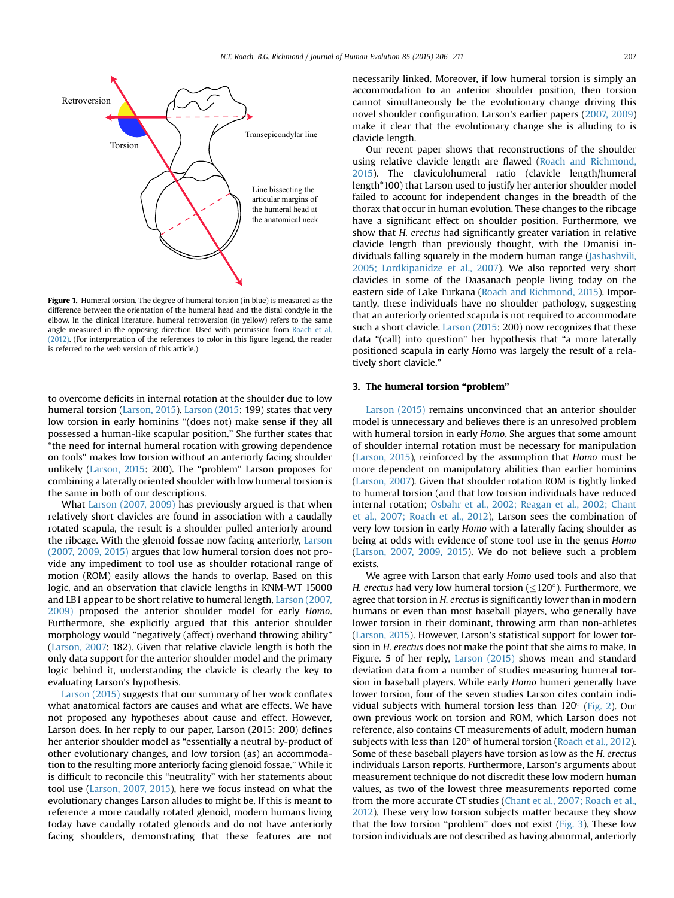Figure 1. Humeral torsion. The degree of humeral torsion (in blue) is measured as the difference between the orientation of the humeral head and the distal condyle in the elbow. In the clinical literature, humeral retroversion (in yellow) refers to the same angle measured in the opposing direction. Used with permission from Roach et al. (2012). (For interpretation of the references to color in this figure legend, the reader is referred to the web version of this article.)

to overcome deficits in internal rotation at the shoulder due to low humeral torsion (Larson, 2015). Larson (2015: 199) states that very low torsion in early hominins "(does not) make sense if they all possessed a human-like scapular position." She further states that "the need for internal humeral rotation with growing dependence on tools" makes low torsion without an anteriorly facing shoulder unlikely (Larson, 2015: 200). The "problem" Larson proposes for combining a laterally oriented shoulder with low humeral torsion is the same in both of our descriptions.

What Larson (2007, 2009) has previously argued is that when relatively short clavicles are found in association with a caudally rotated scapula, the result is a shoulder pulled anteriorly around the ribcage. With the glenoid fossae now facing anteriorly, Larson (2007, 2009, 2015) argues that low humeral torsion does not provide any impediment to tool use as shoulder rotational range of motion (ROM) easily allows the hands to overlap. Based on this logic, and an observation that clavicle lengths in KNM-WT 15000 and LB1 appear to be short relative to humeral length, Larson (2007, 2009) proposed the anterior shoulder model for early *Homo*. Furthermore, she explicitly argued that this anterior shoulder morphology would "negatively (affect) overhand throwing ability" (Larson, 2007: 182). Given that relative clavicle length is both the only data support for the anterior shoulder model and the primary logic behind it, understanding the clavicle is clearly the key to evaluating Larson's hypothesis.

Larson (2015) suggests that our summary of her work conflates what anatomical factors are causes and what are effects. We have not proposed any hypotheses about cause and effect. However, Larson does. In her reply to our paper, Larson (2015: 200) defines her anterior shoulder model as "essentially a neutral by-product of other evolutionary changes, and low torsion (as) an accommodation to the resulting more anteriorly facing glenoid fossae." While it is difficult to reconcile this "neutrality" with her statements about tool use (Larson, 2007, 2015), here we focus instead on what the evolutionary changes Larson alludes to might be. If this is meant to reference a more caudally rotated glenoid, modern humans living today have caudally rotated glenoids and do not have anteriorly facing shoulders, demonstrating that these features are not necessarily linked. Moreover, if low humeral torsion is simply an accommodation to an anterior shoulder position, then torsion cannot simultaneously be the evolutionary change driving this novel shoulder configuration. Larson's earlier papers (2007, 2009) make it clear that the evolutionary change she is alluding to is clavicle length.

Our recent paper shows that reconstructions of the shoulder using relative clavicle length are flawed (Roach and Richmond, 2015). The claviculohumeral ratio (clavicle length/humeral length*100) that Larson used to justify her anterior shoulder model failed to account for independent changes in the breadth of the thorax that occur in human evolution. These changes to the ribcage have a significant effect on shoulder position. Furthermore, we show that *H. erectus* had significantly greater variation in relative clavicle length than previously thought, with the Dmanisi individuals falling squarely in the modern human range (Jashashvili, 2005; Lordkipanidze et al., 2007). We also reported very short clavicles in some of the Daasanach people living today on the eastern side of Lake Turkana (Roach and Richmond, 2015). Importantly, these individuals have no shoulder pathology, suggesting that an anteriorly oriented scapula is not required to accommodate such a short clavicle. Larson (2015: 200) now recognizes that these data "(call) into question" her hypothesis that "a more laterally positioned scapula in early *Homo* was largely the result of a relatively short clavicle."

## 3. The humeral torsion "problem"

Larson (2015) remains unconvinced that an anterior shoulder model is unnecessary and believes there is an unresolved problem with humeral torsion in early *Homo*. She argues that some amount of shoulder internal rotation must be necessary for manipulation (Larson, 2015), reinforced by the assumption that *Homo* must be more dependent on manipulatory abilities than earlier hominins (Larson, 2007). Given that shoulder rotation ROM is tightly linked to humeral torsion (and that low torsion individuals have reduced internal rotation; Osbahr et al., 2002; Reagan et al., 2002; Chant et al., 2007; Roach et al., 2012), Larson sees the combination of very low torsion in early *Homo* with a laterally facing shoulder as being at odds with evidence of stone tool use in the genus *Homo* (Larson, 2007, 2009, 2015). We do not believe such a problem exists.

We agree with Larson that early *Homo* used tools and also that *H. erectus* had very low humeral torsion ($\leq 120°$). Furthermore, we agree that torsion in *H. erectus* is significantly lower than in modern humans or even than most baseball players, who generally have lower torsion in their dominant, throwing arm than non-athletes (Larson, 2015). However, Larson's statistical support for lower torsion in *H. erectus* does not make the point that she aims to make. In Figure. 5 of her reply, Larson (2015) shows mean and standard deviation data from a number of studies measuring humeral torsion in baseball players. While early *Homo* humeri generally have lower torsion, four of the seven studies Larson cites contain individual subjects with humeral torsion less than 120° (Fig. 2). Our own previous work on torsion and ROM, which Larson does not reference, also contains CT measurements of adult, modern human subjects with less than 120° of humeral torsion (Roach et al., 2012). Some of these baseball players have torsion as low as the *H. erectus* individuals Larson reports. Furthermore, Larson's arguments about measurement technique do not discredit these low modern human values, as two of the lowest three measurements reported come from the more accurate CT studies (Chant et al., 2007; Roach et al., 2012). These very low torsion subjects matter because they show that the low torsion "problem" does not exist (Fig. 3). These low torsion individuals are not described as having abnormal, anteriorly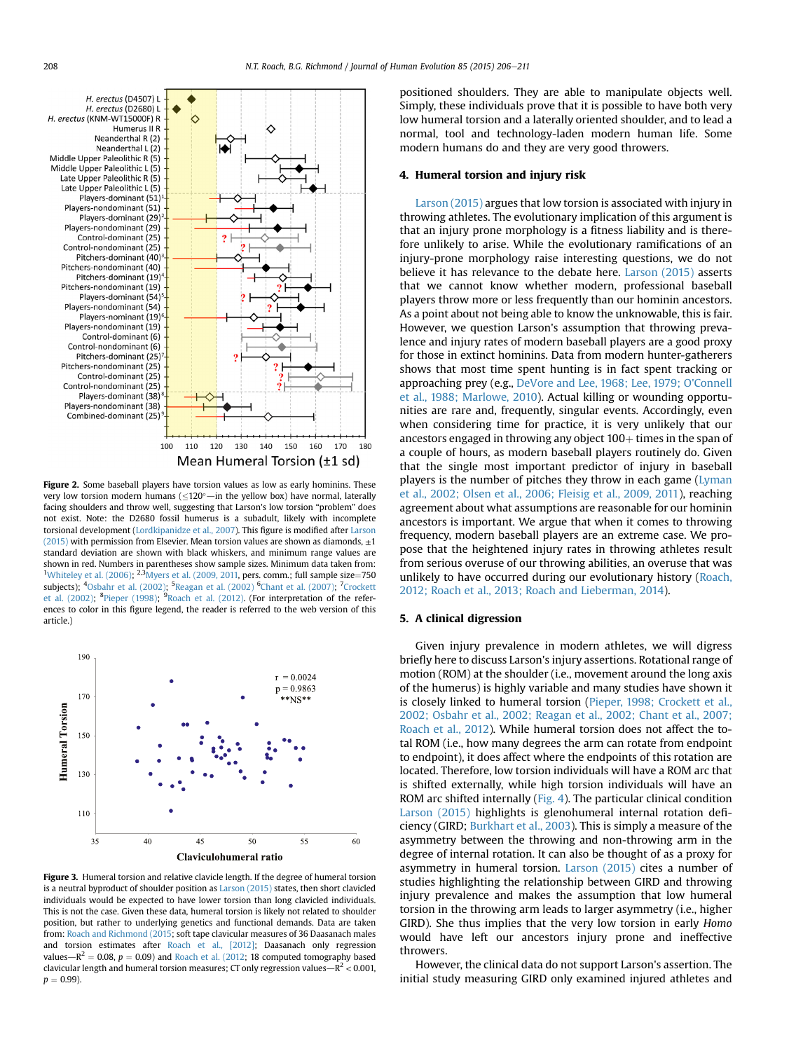**Figure 2.** Some baseball players have torsion values as low as early hominins. These very low torsion modern humans (≤120°—in the yellow box) have normal, laterally facing shoulders and throw well, suggesting that Larson's low torsion "problem" does not exist. Note: the D2680 fossil humerus is a subadult, likely with incomplete torsional development (Lordkipanidze et al., 2007). This figure is modified after Larson (2015) with permission from Elsevier. Mean torsion values are shown as diamonds, ±1 standard deviation are shown with black whiskers, and minimum range values are shown in red. Numbers in parentheses show sample sizes. Minimum data taken from: [1]Whiteley et al. (2006); [2,3]Myers et al. (2009, 2011, pers. comm.; full sample size=750 subjects); [4]Osbahr et al. (2002); [5]Reagan et al. (2002) [6]Chant et al. (2007); [7]Crockett et al. (2002); [8]Pieper (1998); [9]Roach et al. (2012). (For interpretation of the references to color in this figure legend, the reader is referred to the web version of this article.)

**Figure 3.** Humeral torsion and relative clavicle length. If the degree of humeral torsion is a neutral byproduct of shoulder position as Larson (2015) states, then short clavicled individuals would be expected to have lower torsion than long clavicled individuals. This is not the case. Given these data, humeral torsion is likely not related to shoulder position, but rather to underlying genetics and functional demands. Data are taken from: Roach and Richmond (2015; soft tape clavicular measures of 36 Daasanach males and torsion estimates after Roach et al., [2012]; Daasanach only regression values—$R^2 = 0.08$, $p = 0.09$) and Roach et al. (2012; 18 computed tomography based clavicular length and humeral torsion measures; CT only regression values—$R^2 < 0.001$, $p = 0.99$).

positioned shoulders. They are able to manipulate objects well. Simply, these individuals prove that it is possible to have both very low humeral torsion and a laterally oriented shoulder, and to lead a normal, tool and technology-laden modern human life. Some modern humans do and they are very good throwers.

## 4. Humeral torsion and injury risk

Larson (2015) argues that low torsion is associated with injury in throwing athletes. The evolutionary implication of this argument is that an injury prone morphology is a fitness liability and is therefore unlikely to arise. While the evolutionary ramifications of an injury-prone morphology raise interesting questions, we do not believe it has relevance to the debate here. Larson (2015) asserts that we cannot know whether modern, professional baseball players throw more or less frequently than our hominin ancestors. As a point about not being able to know the unknowable, this is fair. However, we question Larson's assumption that throwing prevalence and injury rates of modern baseball players are a good proxy for those in extinct hominins. Data from modern hunter-gatherers shows that most time spent hunting is in fact spent tracking or approaching prey (e.g., DeVore and Lee, 1968; Lee, 1979; O'Connell et al., 1988; Marlowe, 2010). Actual killing or wounding opportunities are rare and, frequently, singular events. Accordingly, even when considering time for practice, it is very unlikely that our ancestors engaged in throwing any object 100+ times in the span of a couple of hours, as modern baseball players routinely do. Given that the single most important predictor of injury in baseball players is the number of pitches they throw in each game (Lyman et al., 2002; Olsen et al., 2006; Fleisig et al., 2009, 2011), reaching agreement about what assumptions are reasonable for our hominin ancestors is important. We argue that when it comes to throwing frequency, modern baseball players are an extreme case. We propose that the heightened injury rates in throwing athletes result from serious overuse of our throwing abilities, an overuse that was unlikely to have occurred during our evolutionary history (Roach, 2012; Roach et al., 2013; Roach and Lieberman, 2014).

## 5. A clinical digression

Given injury prevalence in modern athletes, we will digress briefly here to discuss Larson's injury assertions. Rotational range of motion (ROM) at the shoulder (i.e., movement around the long axis of the humerus) is highly variable and many studies have shown it is closely linked to humeral torsion (Pieper, 1998; Crockett et al., 2002; Osbahr et al., 2002; Reagan et al., 2002; Chant et al., 2007; Roach et al., 2012). While humeral torsion does not affect the total ROM (i.e., how many degrees the arm can rotate from endpoint to endpoint), it does affect where the endpoints of this rotation are located. Therefore, low torsion individuals will have a ROM arc that is shifted externally, while high torsion individuals will have an ROM arc shifted internally (Fig. 4). The particular clinical condition Larson (2015) highlights is glenohumeral internal rotation deficiency (GIRD; Burkhart et al., 2003). This is simply a measure of the asymmetry between the throwing and non-throwing arm in the degree of internal rotation. It can also be thought of as a proxy for asymmetry in humeral torsion. Larson (2015) cites a number of studies highlighting the relationship between GIRD and throwing injury prevalence and makes the assumption that low humeral torsion in the throwing arm leads to larger asymmetry (i.e., higher GIRD). She thus implies that the very low torsion in early *Homo* would have left our ancestors injury prone and ineffective throwers.

However, the clinical data do not support Larson's assertion. The initial study measuring GIRD only examined injured athletes and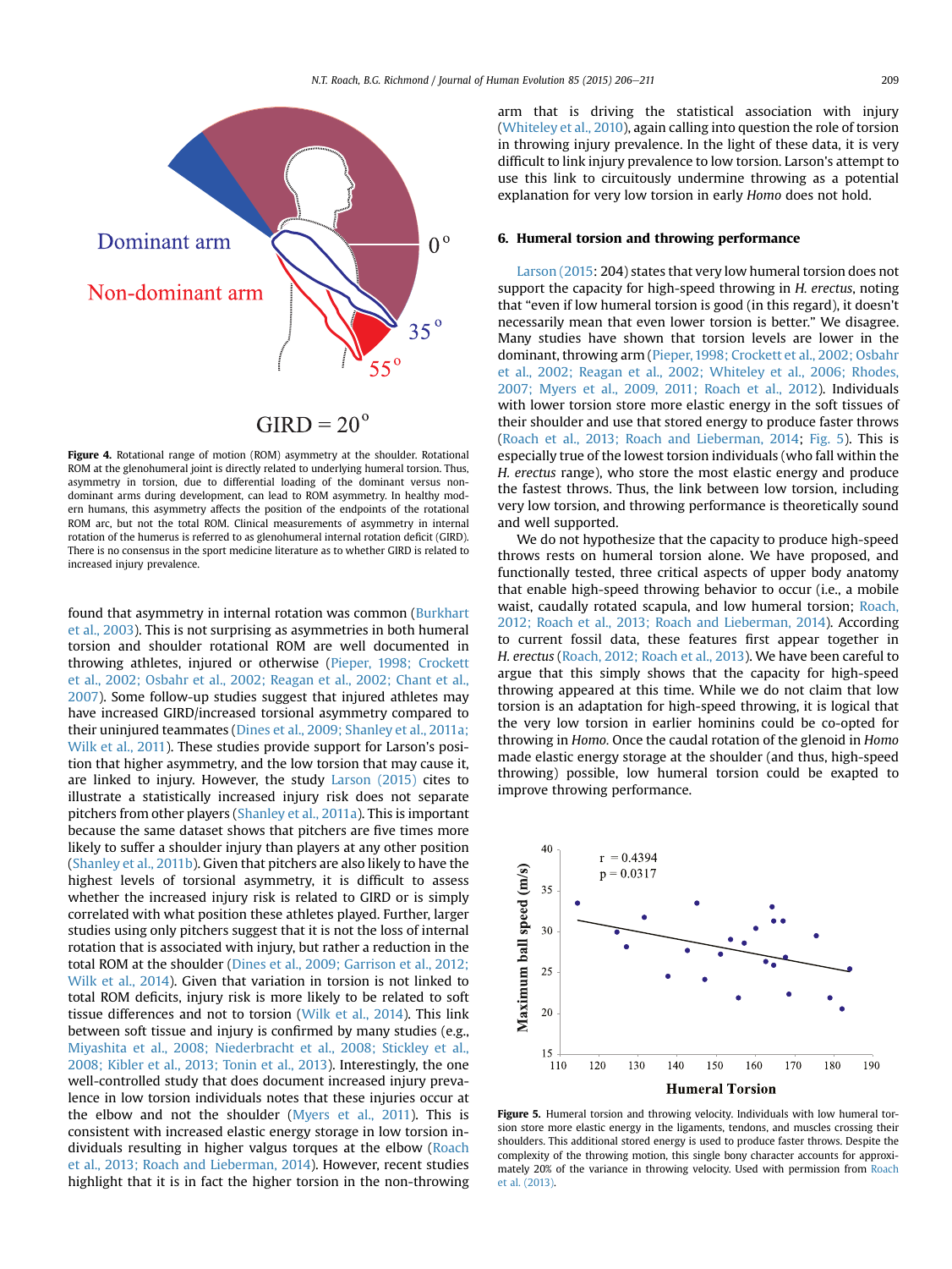Figure 4. Rotational range of motion (ROM) asymmetry at the shoulder. Rotational ROM at the glenohumeral joint is directly related to underlying humeral torsion. Thus, asymmetry in torsion, due to differential loading of the dominant versus non-dominant arms during development, can lead to ROM asymmetry. In healthy modern humans, this asymmetry affects the position of the endpoints of the rotational ROM arc, but not the total ROM. Clinical measurements of asymmetry in internal rotation of the humerus is referred to as glenohumeral internal rotation deficit (GIRD). There is no consensus in the sport medicine literature as to whether GIRD is related to increased injury prevalence.

found that asymmetry in internal rotation was common (Burkhart et al., 2003). This is not surprising as asymmetries in both humeral torsion and shoulder rotational ROM are well documented in throwing athletes, injured or otherwise (Pieper, 1998; Crockett et al., 2002; Osbahr et al., 2002; Reagan et al., 2002; Chant et al., 2007). Some follow-up studies suggest that injured athletes may have increased GIRD/increased torsional asymmetry compared to their uninjured teammates (Dines et al., 2009; Shanley et al., 2011a; Wilk et al., 2011). These studies provide support for Larson's position that higher asymmetry, and the low torsion that may cause it, are linked to injury. However, the study Larson (2015) cites to illustrate a statistically increased injury risk does not separate pitchers from other players (Shanley et al., 2011a). This is important because the same dataset shows that pitchers are five times more likely to suffer a shoulder injury than players at any other position (Shanley et al., 2011b). Given that pitchers are also likely to have the highest levels of torsional asymmetry, it is difficult to assess whether the increased injury risk is related to GIRD or is simply correlated with what position these athletes played. Further, larger studies using only pitchers suggest that it is not the loss of internal rotation that is associated with injury, but rather a reduction in the total ROM at the shoulder (Dines et al., 2009; Garrison et al., 2012; Wilk et al., 2014). Given that variation in torsion is not linked to total ROM deficits, injury risk is more likely to be related to soft tissue differences and not to torsion (Wilk et al., 2014). This link between soft tissue and injury is confirmed by many studies (e.g., Miyashita et al., 2008; Niederbracht et al., 2008; Stickley et al., 2008; Kibler et al., 2013; Tonin et al., 2013). Interestingly, the one well-controlled study that does document increased injury prevalence in low torsion individuals notes that these injuries occur at the elbow and not the shoulder (Myers et al., 2011). This is consistent with increased elastic energy storage in low torsion individuals resulting in higher valgus torques at the elbow (Roach et al., 2013; Roach and Lieberman, 2014). However, recent studies highlight that it is in fact the higher torsion in the non-throwing arm that is driving the statistical association with injury (Whiteley et al., 2010), again calling into question the role of torsion in throwing injury prevalence. In the light of these data, it is very difficult to link injury prevalence to low torsion. Larson's attempt to use this link to circuitously undermine throwing as a potential explanation for very low torsion in early *Homo* does not hold.

## 6. Humeral torsion and throwing performance

Larson (2015: 204) states that very low humeral torsion does not support the capacity for high-speed throwing in *H. erectus*, noting that "even if low humeral torsion is good (in this regard), it doesn't necessarily mean that even lower torsion is better." We disagree. Many studies have shown that torsion levels are lower in the dominant, throwing arm (Pieper, 1998; Crockett et al., 2002; Osbahr et al., 2002; Reagan et al., 2002; Whiteley et al., 2006; Rhodes, 2007; Myers et al., 2009, 2011; Roach et al., 2012). Individuals with lower torsion store more elastic energy in the soft tissues of their shoulder and use that stored energy to produce faster throws (Roach et al., 2013; Roach and Lieberman, 2014; Fig. 5). This is especially true of the lowest torsion individuals (who fall within the *H. erectus* range), who store the most elastic energy and produce the fastest throws. Thus, the link between low torsion, including very low torsion, and throwing performance is theoretically sound and well supported.

We do not hypothesize that the capacity to produce high-speed throws rests on humeral torsion alone. We have proposed, and functionally tested, three critical aspects of upper body anatomy that enable high-speed throwing behavior to occur (i.e., a mobile waist, caudally rotated scapula, and low humeral torsion; Roach, 2012; Roach et al., 2013; Roach and Lieberman, 2014). According to current fossil data, these features first appear together in *H. erectus* (Roach, 2012; Roach et al., 2013). We have been careful to argue that this simply shows that the capacity for high-speed throwing appeared at this time. While we do not claim that low torsion is an adaptation for high-speed throwing, it is logical that the very low torsion in earlier hominins could be co-opted for throwing in *Homo*. Once the caudal rotation of the glenoid in *Homo* made elastic energy storage at the shoulder (and thus, high-speed throwing) possible, low humeral torsion could be exapted to improve throwing performance.

Figure 5. Humeral torsion and throwing velocity. Individuals with low humeral torsion store more elastic energy in the ligaments, tendons, and muscles crossing their shoulders. This additional stored energy is used to produce faster throws. Despite the complexity of the throwing motion, this single bony character accounts for approximately 20% of the variance in throwing velocity. Used with permission from Roach et al. (2013).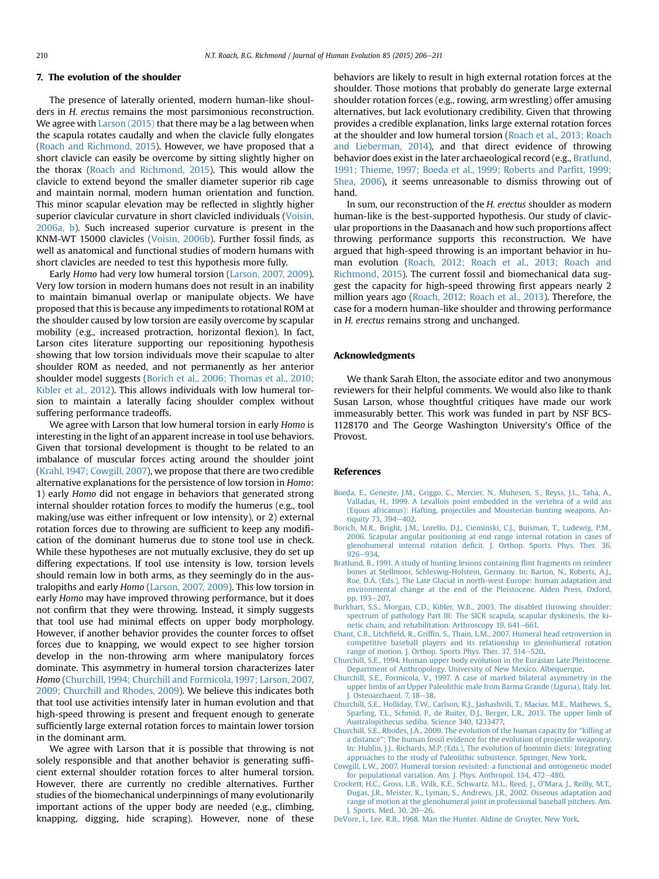## 7. The evolution of the shoulder

The presence of laterally oriented, modern human-like shoulders in *H. erectus* remains the most parsimonious reconstruction. We agree with Larson (2015) that there may be a lag between when the scapula rotates caudally and when the clavicle fully elongates (Roach and Richmond, 2015). However, we have proposed that a short clavicle can easily be overcome by sitting slightly higher on the thorax (Roach and Richmond, 2015). This would allow the clavicle to extend beyond the smaller diameter superior rib cage and maintain normal, modern human orientation and function. This minor scapular elevation may be reflected in slightly higher superior clavicular curvature in short clavicled individuals (Voisin, 2006a, b). Such increased superior curvature is present in the KNM-WT 15000 clavicles (Voisin, 2006b). Further fossil finds, as well as anatomical and functional studies of modern humans with short clavicles are needed to test this hypothesis more fully.

Early *Homo* had very low humeral torsion (Larson, 2007, 2009). Very low torsion in modern humans does not result in an inability to maintain bimanual overlap or manipulate objects. We have proposed that this is because any impediments to rotational ROM at the shoulder caused by low torsion are easily overcome by scapular mobility (e.g., increased protraction, horizontal flexion). In fact, Larson cites literature supporting our repositioning hypothesis showing that low torsion individuals move their scapulae to alter shoulder ROM as needed, and not permanently as her anterior shoulder model suggests (Borich et al., 2006; Thomas et al., 2010; Kibler et al., 2012). This allows individuals with low humeral torsion to maintain a laterally facing shoulder complex without suffering performance tradeoffs.

We agree with Larson that low humeral torsion in early *Homo* is interesting in the light of an apparent increase in tool use behaviors. Given that torsional development is thought to be related to an imbalance of muscular forces acting around the shoulder joint (Krahl, 1947; Cowgill, 2007), we propose that there are two credible alternative explanations for the persistence of low torsion in *Homo*: 1) early *Homo* did not engage in behaviors that generated strong internal shoulder rotation forces to modify the humerus (e.g., tool making/use was either infrequent or low intensity), or 2) external rotation forces due to throwing are sufficient to keep any modification of the dominant humerus due to stone tool use in check. While these hypotheses are not mutually exclusive, they do set up differing expectations. If tool use intensity is low, torsion levels should remain low in both arms, as they seemingly do in the australopiths and early *Homo* (Larson, 2007, 2009). This low torsion in early *Homo* may have improved throwing performance, but it does not confirm that they were throwing. Instead, it simply suggests that tool use had minimal effects on upper body morphology. However, if another behavior provides the counter forces to offset forces due to knapping, we would expect to see higher torsion develop in the non-throwing arm where manipulatory forces dominate. This asymmetry in humeral torsion characterizes later *Homo* (Churchill, 1994; Churchill and Formicola, 1997; Larson, 2007, 2009; Churchill and Rhodes, 2009). We believe this indicates both that tool use activities intensify later in human evolution and that high-speed throwing is present and frequent enough to generate sufficiently large external rotation forces to maintain lower torsion in the dominant arm.

We agree with Larson that it is possible that throwing is not solely responsible and that another behavior is generating sufficient external shoulder rotation forces to alter humeral torsion. However, there are currently no credible alternatives. Further studies of the biomechanical underpinnings of many evolutionarily important actions of the upper body are needed (e.g., climbing, knapping, digging, hide scraping). However, none of these behaviors are likely to result in high external rotation forces at the shoulder. Those motions that probably do generate large external shoulder rotation forces (e.g., rowing, arm wrestling) offer amusing alternatives, but lack evolutionary credibility. Given that throwing provides a credible explanation, links large external rotation forces at the shoulder and low humeral torsion (Roach et al., 2013; Roach and Lieberman, 2014), and that direct evidence of throwing behavior does exist in the later archaeological record (e.g., Bratlund, 1991; Thieme, 1997; Boeda et al., 1999; Roberts and Parfitt, 1999; Shea, 2006), it seems unreasonable to dismiss throwing out of hand.

In sum, our reconstruction of the *H. erectus* shoulder as modern human-like is the best-supported hypothesis. Our study of clavicular proportions in the Daasanach and how such proportions affect throwing performance supports this reconstruction. We have argued that high-speed throwing is an important behavior in human evolution (Roach, 2012; Roach et al., 2013; Roach and Richmond, 2015). The current fossil and biomechanical data suggest the capacity for high-speed throwing first appears nearly 2 million years ago (Roach, 2012; Roach et al., 2013). Therefore, the case for a modern human-like shoulder and throwing performance in *H. erectus* remains strong and unchanged.

## Acknowledgments

We thank Sarah Elton, the associate editor and two anonymous reviewers for their helpful comments. We would also like to thank Susan Larson, whose thoughtful critiques have made our work immeasurably better. This work was funded in part by NSF BCS-1128170 and The George Washington University's Office of the Provost.

## References

Boeda, E., Geneste, J.M., Griggo, C., Mercier, N., Muhesen, S., Reyss, J.L., Taha, A., Valladas, H., 1999. A Levallois point embedded in the vertebra of a wild ass (Equus africanus): Hafting, projectiles and Mousterian hunting weapons. Antiquity 73, 394–402.

Borich, M.R., Bright, J.M., Lorello, D.J., Cieminski, C.J., Buisman, T., Ludewig, P.M., 2006. Scapular angular positioning at end range internal rotation in cases of glenohumeral internal rotation deficit. J. Orthop. Sports. Phys. Ther. 36, 926–934.

Bratlund, B., 1991. A study of hunting lesions containing flint fragments on reindeer bones at Stellmoor, Schleswig-Holstein, Germany. In: Barton, N., Roberts, A.J., Roe, D.A. (Eds.), The Late Glacial in north-west Europe: human adaptation and environmental change at the end of the Pleistocene. Alden Press, Oxford, pp. 193–207.

Burkhart, S.S., Morgan, C.D., Kibler, W.B., 2003. The disabled throwing shoulder: spectrum of pathology Part III: The SICK scapula, scapular dyskinesis, the kinetic chain, and rehabilitation. Arthroscopy 19, 641–661.

Chant, C.B., Litchfield, R., Griffin, S., Thain, L.M., 2007. Humeral head retroversion in competitive baseball players and its relationship to glenohumeral rotation range of motion. J. Orthop. Sports Phys. Ther. 37, 514–520.

Churchill, S.E., 1994. Human upper body evolution in the Eurasian Late Pleistocene. Department of Anthropology. University of New Mexico, Albequerque.

Churchill, S.E., Formicola, V., 1997. A case of marked bilateral asymmetry in the upper limbs of an Upper Paleolithic male from Barma Grande (Liguria), Italy. Int. J. Osteoarchaeol. 7, 18–38.

Churchill, S.E., Holliday, T.W., Carlson, K.J., Jashashvili, T., Macias, M.E., Mathews, S., Sparling, T.L., Schmid, P., de Ruiter, D.J., Berger, L.R., 2013. The upper limb of Australopithecus sediba. Science 340, 1233477.

Churchill, S.E., Rhodes, J.A., 2009. The evolution of the human capacity for "killing at a distance": The human fossil evidence for the evolution of projectile weaponry. In: Hublin, J.J., Richards, M.P. (Eds.), The evolution of hominin diets: Integrating approaches to the study of Paleolithic subsistence. Springer, New York.

Cowgill, L.W., 2007. Humeral torsion revisited: a functional and ontogenetic model for populational variation. Am. J. Phys. Anthropol. 134, 472–480.

Crockett, H.C., Gross, L.B., Wilk, K.E., Schwartz, M.L., Reed, J., O'Mara, J., Reilly, M.T., Dugas, J.R., Meister, K., Lyman, S., Andrews, J.R., 2002. Osseous adaptation and range of motion at the glenohumeral joint in professional baseball pitchers. Am. J. Sports. Med. 30, 20–26.

DeVore, I., Lee, R.B., 1968. Man the Hunter. Aldine de Gruyter, New York.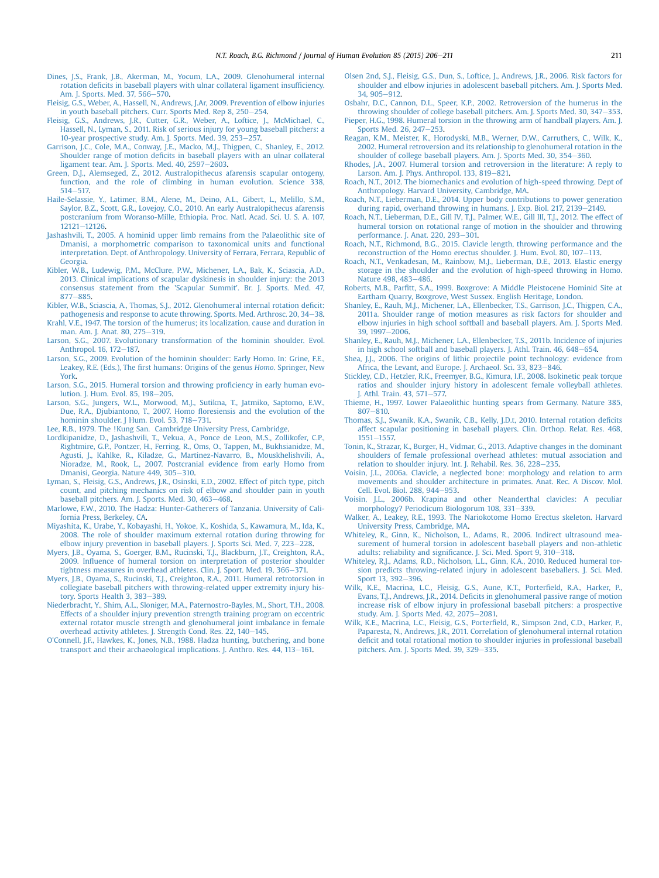Dines, J.S., Frank, J.B., Akerman, M., Yocum, L.A., 2009. Glenohumeral internal rotation deficits in baseball players with ulnar collateral ligament insufficiency. Am. J. Sports. Med. 37, 566–570.

Fleisig, G.S., Weber, A., Hassell, N., Andrews, J.Ar, 2009. Prevention of elbow injuries in youth baseball pitchers. Curr. Sports Med. Rep 8, 250–254.

Fleisig, G.S., Andrews, J.R., Cutter, G.R., Weber, A., Loftice, J., McMichael, C., Hassell, N., Lyman, S., 2011. Risk of serious injury for young baseball pitchers: a 10-year prospective study. Am. J. Sports. Med. 39, 253–257.

Garrison, J.C., Cole, M.A., Conway, J.E., Macko, M.J., Thigpen, C., Shanley, E., 2012. Shoulder range of motion deficits in baseball players with an ulnar collateral ligament tear. Am. J. Sports. Med. 40, 2597–2603.

Green, D.J., Alemseged, Z., 2012. Australopithecus afarensis scapular ontogeny, function, and the role of climbing in human evolution. Science 338, 514–517.

Haile-Selassie, Y., Latimer, B.M., Alene, M., Deino, A.L., Gibert, L., Melillo, S.M., Saylor, B.Z., Scott, G.R., Lovejoy, C.O., 2010. An early Australopithecus afarensis postcranium from Woranso-Mille, Ethiopia. Proc. Natl. Acad. Sci. U. S. A. 107, 12121–12126.

Jashashvili, T., 2005. A hominid upper limb remains from the Palaeolithic site of Dmanisi, a morphometric comparison to taxonomical units and functional interpretation. Dept. of Anthropology. University of Ferrara, Ferrara, Republic of Georgia.

Kibler, W.B., Ludewig, P.M., McClure, P.W., Michener, L.A., Bak, K., Sciascia, A.D., 2013. Clinical implications of scapular dyskinesis in shoulder injury: the 2013 consensus statement from the 'Scapular Summit'. Br. J. Sports. Med. 47, 877–885.

Kibler, W.B., Sciascia, A., Thomas, S.J., 2012. Glenohumeral internal rotation deficit: pathogenesis and response to acute throwing. Sports. Med. Arthrosc. 20, 34–38.

Krahl, V.E., 1947. The torsion of the humerus; its localization, cause and duration in man. Am. J. Anat. 80, 275–319.

Larson, S.G., 2007. Evolutionary transformation of the hominin shoulder. Evol. Anthropol. 16, 172–187.

Larson, S.G., 2009. Evolution of the hominin shoulder: Early Homo. In: Grine, F.E., Leakey, R.E. (Eds.), The first humans: Origins of the genus *Homo*. Springer, New York.

Larson, S.G., 2015. Humeral torsion and throwing proficiency in early human evolution. J. Hum. Evol. 85, 198–205.

Larson, S.G., Jungers, W.L., Morwood, M.J., Sutikna, T., Jatmiko, Saptomo, E.W., Due, R.A., Djubiantono, T., 2007. Homo floresiensis and the evolution of the hominin shoulder. J Hum. Evol. 53, 718–731.

Lee, R.B., 1979. The !Kung San. Cambridge University Press, Cambridge.

Lordkipanidze, D., Jashashvili, T., Vekua, A., Ponce de Leon, M.S., Zollikofer, C.P., Rightmire, G.P., Pontzer, H., Ferring, R., Oms, O., Tappen, M., Bukhsianidze, M., Agusti, J., Kahlke, R., Kiladze, G., Martinez-Navarro, B., Mouskhelishvili, A., Nioradze, M., Rook, L., 2007. Postcranial evidence from early Homo from Dmanisi, Georgia. Nature 449, 305–310.

Lyman, S., Fleisig, G.S., Andrews, J.R., Osinski, E.D., 2002. Effect of pitch type, pitch count, and pitching mechanics on risk of elbow and shoulder pain in youth baseball pitchers. Am. J. Sports. Med. 30, 463–468.

Marlowe, F.W., 2010. The Hadza: Hunter-Gatherers of Tanzania. University of California Press, Berkeley, CA.

Miyashita, K., Urabe, Y., Kobayashi, H., Yokoe, K., Koshida, S., Kawamura, M., Ida, K., 2008. The role of shoulder maximum external rotation during throwing for elbow injury prevention in baseball players. J. Sports Sci. Med. 7, 223–228.

Myers, J.B., Oyama, S., Goerger, B.M., Rucinski, T.J., Blackburn, J.T., Creighton, R.A., 2009. Influence of humeral torsion on interpretation of posterior shoulder tightness measures in overhead athletes. Clin. J. Sport. Med. 19, 366–371.

Myers, J.B., Oyama, S., Rucinski, T.J., Creighton, R.A., 2011. Humeral retrotorsion in collegiate baseball pitchers with throwing-related upper extremity injury history. Sports Health 3, 383–389.

Niederbracht, Y., Shim, A.L., Sloniger, M.A., Paternostro-Bayles, M., Short, T.H., 2008. Effects of a shoulder injury prevention strength training program on eccentric external rotator muscle strength and glenohumeral joint imbalance in female overhead activity athletes. J. Strength Cond. Res. 22, 140–145.

O'Connell, J.F., Hawkes, K., Jones, N.B., 1988. Hadza hunting, butchering, and bone transport and their archaeological implications. J. Anthro. Res. 44, 113–161.

Olsen 2nd, S.J., Fleisig, G.S., Dun, S., Loftice, J., Andrews, J.R., 2006. Risk factors for shoulder and elbow injuries in adolescent baseball pitchers. Am. J. Sports Med. 34, 905–912.

Osbahr, D.C., Cannon, D.L., Speer, K.P., 2002. Retroversion of the humerus in the throwing shoulder of college baseball pitchers. Am. J. Sports Med. 30, 347–353.

Pieper, H.G., 1998. Humeral torsion in the throwing arm of handball players. Am. J. Sports Med. 26, 247–253.

Reagan, K.M., Meister, K., Horodyski, M.B., Werner, D.W., Carruthers, C., Wilk, K., 2002. Humeral retroversion and its relationship to glenohumeral rotation in the shoulder of college baseball players. Am. J. Sports Med. 30, 354–360.

Rhodes, J.A., 2007. Humeral torsion and retroversion in the literature: A reply to Larson. Am. J. Phys. Anthropol. 133, 819–821.

Roach, N.T., 2012. The biomechanics and evolution of high-speed throwing. Dept of Anthropology. Harvard University, Cambridge, MA.

Roach, N.T., Lieberman, D.E., 2014. Upper body contributions to power generation during rapid, overhand throwing in humans. J. Exp. Biol. 217, 2139–2149.

Roach, N.T., Lieberman, D.E., Gill IV, T.J., Palmer, W.E., Gill III, T.J., 2012. The effect of humeral torsion on rotational range of motion in the shoulder and throwing performance. J. Anat. 220, 293–301.

Roach, N.T., Richmond, B.G., 2015. Clavicle length, throwing performance and the reconstruction of the Homo erectus shoulder. J. Hum. Evol. 80, 107–113.

Roach, N.T., Venkadesan, M., Rainbow, M.J., Lieberman, D.E., 2013. Elastic energy storage in the shoulder and the evolution of high-speed throwing in Homo. Nature 498, 483–486.

Roberts, M.B., Parfitt, S.A., 1999. Boxgrove: A Middle Pleistocene Hominid Site at Eartham Quarry, Boxgrove, West Sussex. English Heritage, London.

Shanley, E., Rauh, M.J., Michener, L.A., Ellenbecker, T.S., Garrison, J.C., Thigpen, C.A., 2011a. Shoulder range of motion measures as risk factors for shoulder and elbow injuries in high school softball and baseball players. Am. J. Sports Med. 39, 1997–2006.

Shanley, E., Rauh, M.J., Michener, L.A., Ellenbecker, T.S., 2011b. Incidence of injuries in high school softball and baseball players. J. Athl. Train. 46, 648–654.

Shea, J.J., 2006. The origins of lithic projectile point technology: evidence from Africa, the Levant, and Europe. J. Archaeol. Sci. 33, 823–846.

Stickley, C.D., Hetzler, R.K., Freemyer, B.G., Kimura, I.F., 2008. Isokinetic peak torque ratios and shoulder injury history in adolescent female volleyball athletes. J. Athl. Train. 43, 571–577.

Thieme, H., 1997. Lower Palaeolithic hunting spears from Germany. Nature 385, 807–810.

Thomas, S.J., Swanik, K.A., Swanik, C.B., Kelly, J.D.t, 2010. Internal rotation deficits affect scapular positioning in baseball players. Clin. Orthop. Relat. Res. 468, 1551–1557.

Tonin, K., Strazar, K., Burger, H., Vidmar, G., 2013. Adaptive changes in the dominant shoulders of female professional overhead athletes: mutual association and relation to shoulder injury. Int. J. Rehabil. Res. 36, 228–235.

Voisin, J.L., 2006a. Clavicle, a neglected bone: morphology and relation to arm movements and shoulder architecture in primates. Anat. Rec. A Discov. Mol. Cell. Evol. Biol. 288, 944–953.

Voisin, J.L., 2006b. Krapina and other Neanderthal clavicles: A peculiar morphology? Periodicum Biologorum 108, 331–339.

Walker, A., Leakey, R.E., 1993. The Nariokotome Homo Erectus skeleton. Harvard University Press, Cambridge, MA.

Whiteley, R., Ginn, K., Nicholson, L., Adams, R., 2006. Indirect ultrasound measurement of humeral torsion in adolescent baseball players and non-athletic adults: reliability and significance. J. Sci. Med. Sport 9, 310–318.

Whiteley, R.J., Adams, R.D., Nicholson, L.L., Ginn, K.A., 2010. Reduced humeral torsion predicts throwing-related injury in adolescent baseballers. J. Sci. Med. Sport 13, 392–396.

Wilk, K.E., Macrina, L.C., Fleisig, G.S., Aune, K.T., Porterfield, R.A., Harker, P., Evans, T.J., Andrews, J.R., 2014. Deficits in glenohumeral passive range of motion increase risk of elbow injury in professional baseball pitchers: a prospective study. Am. J. Sports Med. 42, 2075–2081.

Wilk, K.E., Macrina, L.C., Fleisig, G.S., Porterfield, R., Simpson 2nd, C.D., Harker, P., Paparesta, N., Andrews, J.R., 2011. Correlation of glenohumeral internal rotation deficit and total rotational motion to shoulder injuries in professional baseball pitchers. Am. J. Sports Med. 39, 329–335.